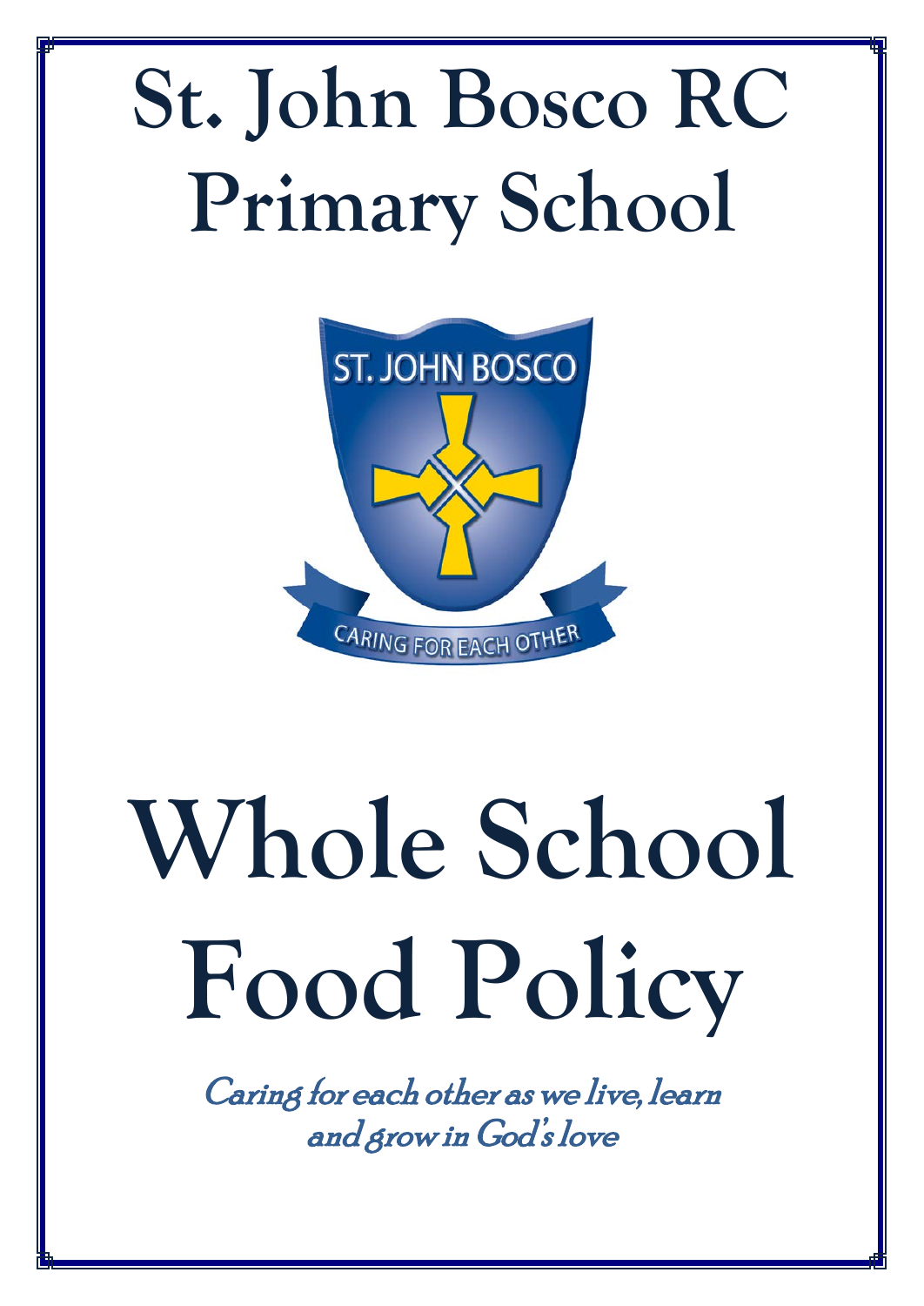# St. John Bosco RC Primary School

# Whole School Food Policy

*Caring for each other as we live, learn and grow in God's love*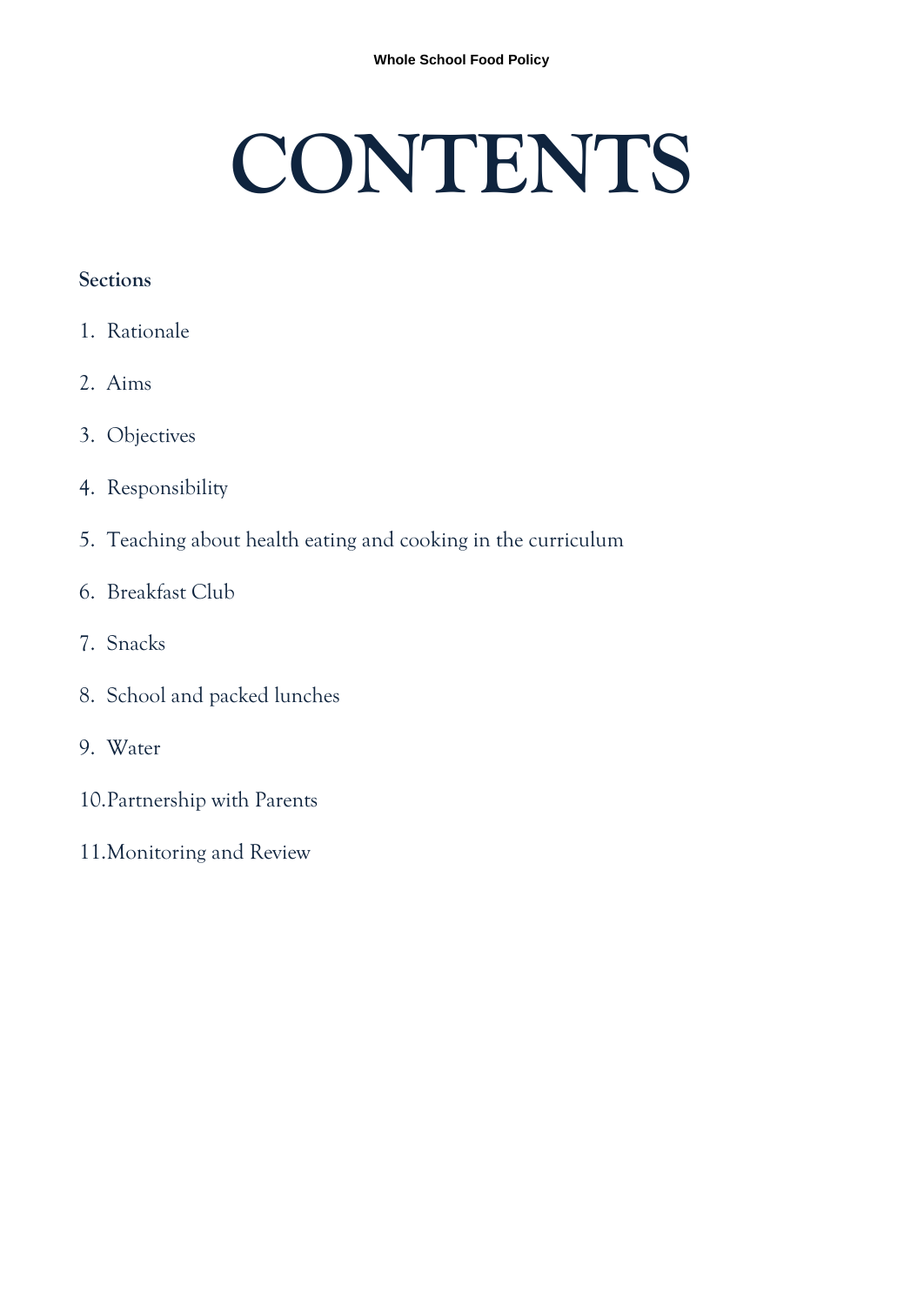# CONTENTS

**Sections**

1. Rationale
2. Aims
3. Objectives
4. Responsibility
5. Teaching about health eating and cooking in the curriculum
6. Breakfast Club
7. Snacks
8. School and packed lunches
9. Water
10. Partnership with Parents
11. Monitoring and Review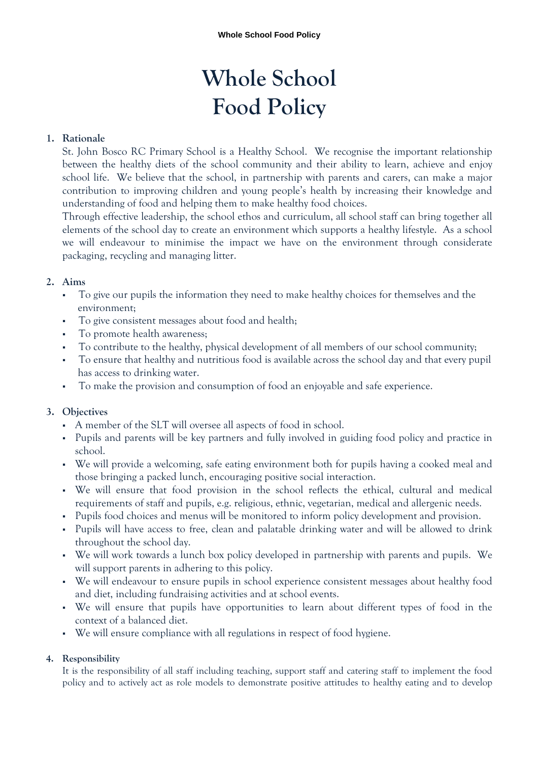# Whole School Food Policy

1. **Rationale**

   St. John Bosco RC Primary School is a Healthy School. We recognise the important relationship between the healthy diets of the school community and their ability to learn, achieve and enjoy school life. We believe that the school, in partnership with parents and carers, can make a major contribution to improving children and young people's health by increasing their knowledge and understanding of food and helping them to make healthy food choices.

   Through effective leadership, the school ethos and curriculum, all school staff can bring together all elements of the school day to create an environment which supports a healthy lifestyle. As a school we will endeavour to minimise the impact we have on the environment through considerate packaging, recycling and managing litter.

2. **Aims**
   - To give our pupils the information they need to make healthy choices for themselves and the environment;
   - To give consistent messages about food and health;
   - To promote health awareness;
   - To contribute to the healthy, physical development of all members of our school community;
   - To ensure that healthy and nutritious food is available across the school day and that every pupil has access to drinking water.
   - To make the provision and consumption of food an enjoyable and safe experience.

3. **Objectives**
   - A member of the SLT will oversee all aspects of food in school.
   - Pupils and parents will be key partners and fully involved in guiding food policy and practice in school.
   - We will provide a welcoming, safe eating environment both for pupils having a cooked meal and those bringing a packed lunch, encouraging positive social interaction.
   - We will ensure that food provision in the school reflects the ethical, cultural and medical requirements of staff and pupils, e.g. religious, ethnic, vegetarian, medical and allergenic needs.
   - Pupils food choices and menus will be monitored to inform policy development and provision.
   - Pupils will have access to free, clean and palatable drinking water and will be allowed to drink throughout the school day.
   - We will work towards a lunch box policy developed in partnership with parents and pupils. We will support parents in adhering to this policy.
   - We will endeavour to ensure pupils in school experience consistent messages about healthy food and diet, including fundraising activities and at school events.
   - We will ensure that pupils have opportunities to learn about different types of food in the context of a balanced diet.
   - We will ensure compliance with all regulations in respect of food hygiene.

4. **Responsibility**

   It is the responsibility of all staff including teaching, support staff and catering staff to implement the food policy and to actively act as role models to demonstrate positive attitudes to healthy eating and to develop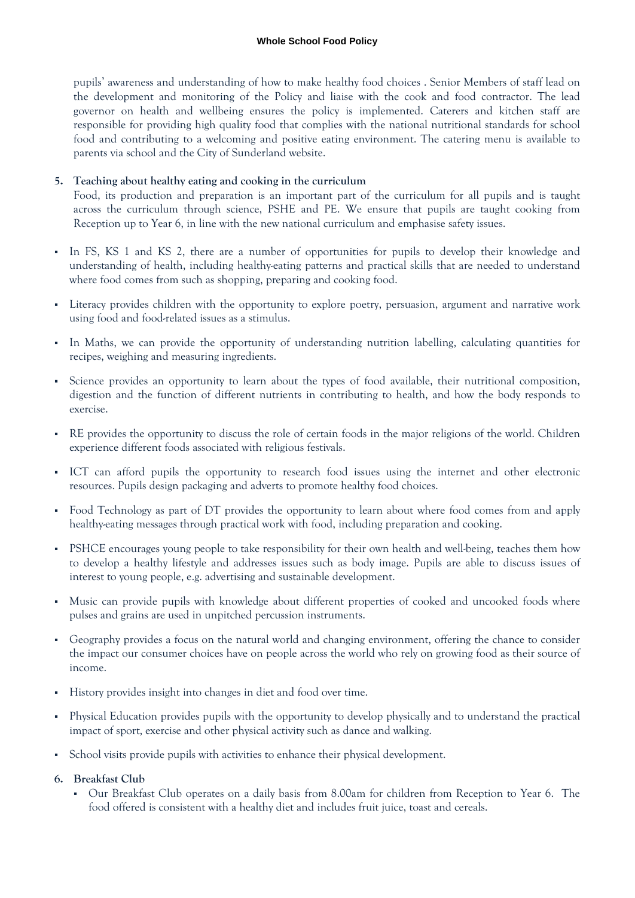pupils' awareness and understanding of how to make healthy food choices . Senior Members of staff lead on the development and monitoring of the Policy and liaise with the cook and food contractor. The lead governor on health and wellbeing ensures the policy is implemented. Caterers and kitchen staff are responsible for providing high quality food that complies with the national nutritional standards for school food and contributing to a welcoming and positive eating environment. The catering menu is available to parents via school and the City of Sunderland website.

## 5. Teaching about healthy eating and cooking in the curriculum

Food, its production and preparation is an important part of the curriculum for all pupils and is taught across the curriculum through science, PSHE and PE. We ensure that pupils are taught cooking from Reception up to Year 6, in line with the new national curriculum and emphasise safety issues.

- In FS, KS 1 and KS 2, there are a number of opportunities for pupils to develop their knowledge and understanding of health, including healthy-eating patterns and practical skills that are needed to understand where food comes from such as shopping, preparing and cooking food.
- Literacy provides children with the opportunity to explore poetry, persuasion, argument and narrative work using food and food-related issues as a stimulus.
- In Maths, we can provide the opportunity of understanding nutrition labelling, calculating quantities for recipes, weighing and measuring ingredients.
- Science provides an opportunity to learn about the types of food available, their nutritional composition, digestion and the function of different nutrients in contributing to health, and how the body responds to exercise.
- RE provides the opportunity to discuss the role of certain foods in the major religions of the world. Children experience different foods associated with religious festivals.
- ICT can afford pupils the opportunity to research food issues using the internet and other electronic resources. Pupils design packaging and adverts to promote healthy food choices.
- Food Technology as part of DT provides the opportunity to learn about where food comes from and apply healthy-eating messages through practical work with food, including preparation and cooking.
- PSHCE encourages young people to take responsibility for their own health and well-being, teaches them how to develop a healthy lifestyle and addresses issues such as body image. Pupils are able to discuss issues of interest to young people, e.g. advertising and sustainable development.
- Music can provide pupils with knowledge about different properties of cooked and uncooked foods where pulses and grains are used in unpitched percussion instruments.
- Geography provides a focus on the natural world and changing environment, offering the chance to consider the impact our consumer choices have on people across the world who rely on growing food as their source of income.
- History provides insight into changes in diet and food over time.
- Physical Education provides pupils with the opportunity to develop physically and to understand the practical impact of sport, exercise and other physical activity such as dance and walking.
- School visits provide pupils with activities to enhance their physical development.

## 6. Breakfast Club

- Our Breakfast Club operates on a daily basis from 8.00am for children from Reception to Year 6. The food offered is consistent with a healthy diet and includes fruit juice, toast and cereals.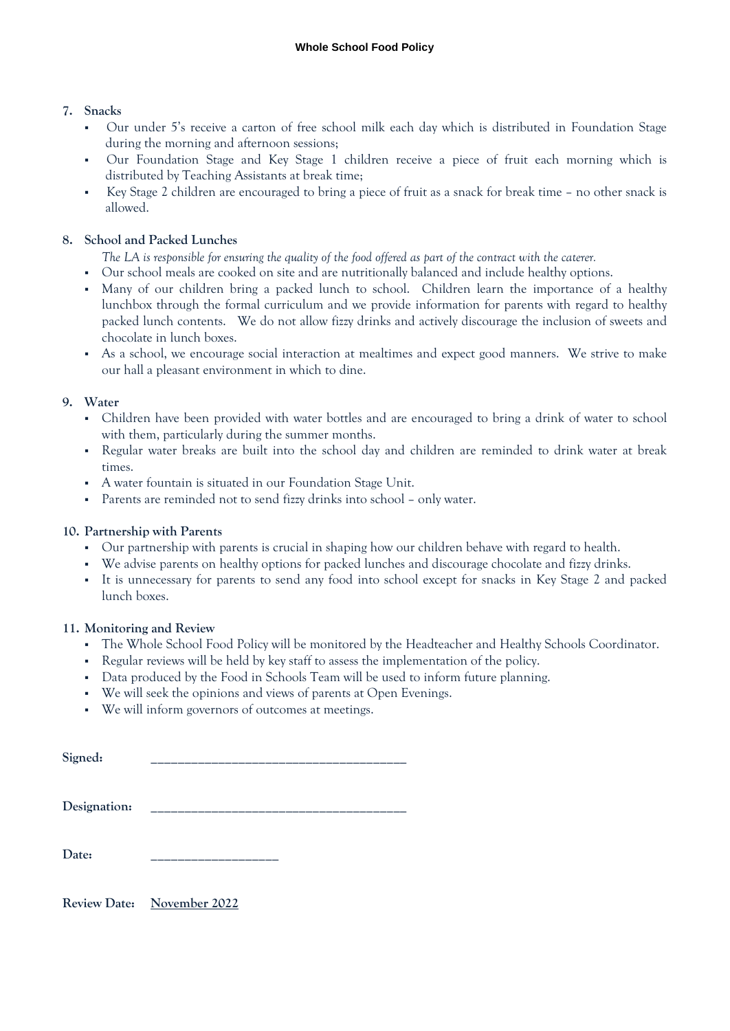## 7. Snacks

- Our under 5's receive a carton of free school milk each day which is distributed in Foundation Stage during the morning and afternoon sessions;
- Our Foundation Stage and Key Stage 1 children receive a piece of fruit each morning which is distributed by Teaching Assistants at break time;
- Key Stage 2 children are encouraged to bring a piece of fruit as a snack for break time – no other snack is allowed.

## 8. School and Packed Lunches

*The LA is responsible for ensuring the quality of the food offered as part of the contract with the caterer.*

- Our school meals are cooked on site and are nutritionally balanced and include healthy options.
- Many of our children bring a packed lunch to school. Children learn the importance of a healthy lunchbox through the formal curriculum and we provide information for parents with regard to healthy packed lunch contents. We do not allow fizzy drinks and actively discourage the inclusion of sweets and chocolate in lunch boxes.
- As a school, we encourage social interaction at mealtimes and expect good manners. We strive to make our hall a pleasant environment in which to dine.

## 9. Water

- Children have been provided with water bottles and are encouraged to bring a drink of water to school with them, particularly during the summer months.
- Regular water breaks are built into the school day and children are reminded to drink water at break times.
- A water fountain is situated in our Foundation Stage Unit.
- Parents are reminded not to send fizzy drinks into school – only water.

## 10. Partnership with Parents

- Our partnership with parents is crucial in shaping how our children behave with regard to health.
- We advise parents on healthy options for packed lunches and discourage chocolate and fizzy drinks.
- It is unnecessary for parents to send any food into school except for snacks in Key Stage 2 and packed lunch boxes.

## 11. Monitoring and Review

- The Whole School Food Policy will be monitored by the Headteacher and Healthy Schools Coordinator.
- Regular reviews will be held by key staff to assess the implementation of the policy.
- Data produced by the Food in Schools Team will be used to inform future planning.
- We will seek the opinions and views of parents at Open Evenings.
- We will inform governors of outcomes at meetings.

**Signed:** ______________________________________

**Designation:** ______________________________________

**Date:** ___________________

**Review Date:** November 2022